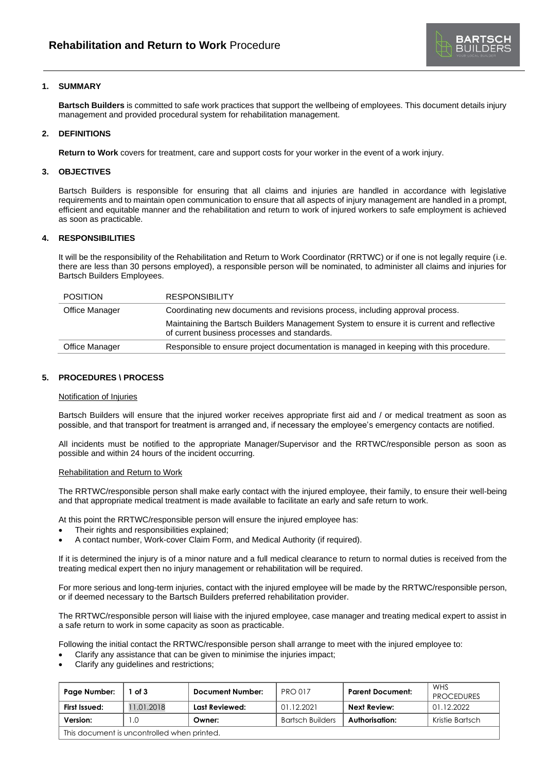# **Rehabilitation and Return to Work** Procedure

## 1. SUMMARY

**Bartsch Builders** is committed to safe work practices that support the wellbeing of employees. This document details injury management and provided procedural system for rehabilitation management.

## 2. DEFINITIONS

**Return to Work** covers for treatment, care and support costs for your worker in the event of a work injury.

## 3. OBJECTIVES

Bartsch Builders is responsible for ensuring that all claims and injuries are handled in accordance with legislative requirements and to maintain open communication to ensure that all aspects of injury management are handled in a prompt, efficient and equitable manner and the rehabilitation and return to work of injured workers to safe employment is achieved as soon as practicable.

## 4. RESPONSIBILITIES

It will be the responsibility of the Rehabilitation and Return to Work Coordinator (RRTWC) or if one is not legally require (i.e. there are less than 30 persons employed), a responsible person will be nominated, to administer all claims and injuries for Bartsch Builders Employees.

| POSITION | RESPONSIBILITY |
| --- | --- |
| Office Manager | Coordinating new documents and revisions process, including approval process.<br>Maintaining the Bartsch Builders Management System to ensure it is current and reflective of current business processes and standards. |
| Office Manager | Responsible to ensure project documentation is managed in keeping with this procedure. |

## 5. PROCEDURES \ PROCESS

### Notification of Injuries

Bartsch Builders will ensure that the injured worker receives appropriate first aid and / or medical treatment as soon as possible, and that transport for treatment is arranged and, if necessary the employee's emergency contacts are notified.

All incidents must be notified to the appropriate Manager/Supervisor and the RRTWC/responsible person as soon as possible and within 24 hours of the incident occurring.

### Rehabilitation and Return to Work

The RRTWC/responsible person shall make early contact with the injured employee, their family, to ensure their well-being and that appropriate medical treatment is made available to facilitate an early and safe return to work.

At this point the RRTWC/responsible person will ensure the injured employee has:

- Their rights and responsibilities explained;
- A contact number, Work-cover Claim Form, and Medical Authority (if required).

If it is determined the injury is of a minor nature and a full medical clearance to return to normal duties is received from the treating medical expert then no injury management or rehabilitation will be required.

For more serious and long-term injuries, contact with the injured employee will be made by the RRTWC/responsible person, or if deemed necessary to the Bartsch Builders preferred rehabilitation provider.

The RRTWC/responsible person will liaise with the injured employee, case manager and treating medical expert to assist in a safe return to work in some capacity as soon as practicable.

Following the initial contact the RRTWC/responsible person shall arrange to meet with the injured employee to:

- Clarify any assistance that can be given to minimise the injuries impact;
- Clarify any guidelines and restrictions;

| Page Number: | 1 of 3 | Document Number: | PRO 017 | Parent Document: | WHS PROCEDURES |
| --- | --- | --- | --- | --- | --- |
| First Issued: | 11.01.2018 | Last Reviewed: | 01.12.2021 | Next Review: | 01.12.2022 |
| Version: | 1.0 | Owner: | Bartsch Builders | Authorisation: | Kristie Bartsch |
| This document is uncontrolled when printed. | | | | | |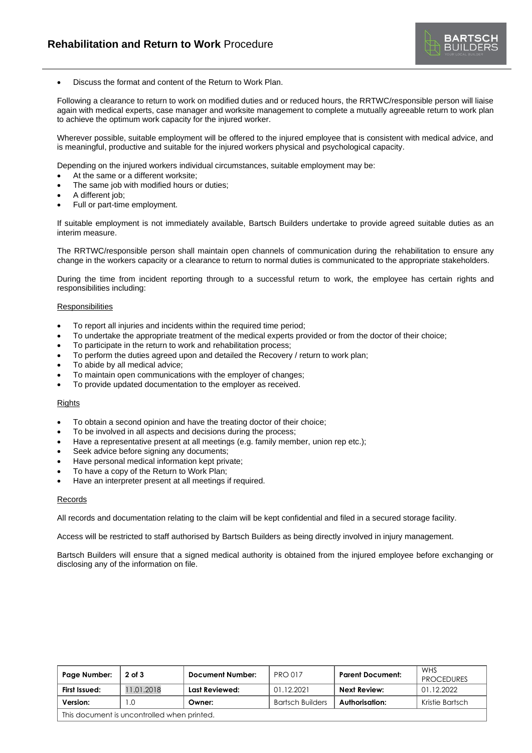- Discuss the format and content of the Return to Work Plan.

Following a clearance to return to work on modified duties and or reduced hours, the RRTWC/responsible person will liaise again with medical experts, case manager and worksite management to complete a mutually agreeable return to work plan to achieve the optimum work capacity for the injured worker.

Wherever possible, suitable employment will be offered to the injured employee that is consistent with medical advice, and is meaningful, productive and suitable for the injured workers physical and psychological capacity.

Depending on the injured workers individual circumstances, suitable employment may be:

- At the same or a different worksite;
- The same job with modified hours or duties;
- A different job;
- Full or part-time employment.

If suitable employment is not immediately available, Bartsch Builders undertake to provide agreed suitable duties as an interim measure.

The RRTWC/responsible person shall maintain open channels of communication during the rehabilitation to ensure any change in the workers capacity or a clearance to return to normal duties is communicated to the appropriate stakeholders.

During the time from incident reporting through to a successful return to work, the employee has certain rights and responsibilities including:

Responsibilities

- To report all injuries and incidents within the required time period;
- To undertake the appropriate treatment of the medical experts provided or from the doctor of their choice;
- To participate in the return to work and rehabilitation process;
- To perform the duties agreed upon and detailed the Recovery / return to work plan;
- To abide by all medical advice;
- To maintain open communications with the employer of changes;
- To provide updated documentation to the employer as received.

Rights

- To obtain a second opinion and have the treating doctor of their choice;
- To be involved in all aspects and decisions during the process;
- Have a representative present at all meetings (e.g. family member, union rep etc.);
- Seek advice before signing any documents;
- Have personal medical information kept private;
- To have a copy of the Return to Work Plan;
- Have an interpreter present at all meetings if required.

Records

All records and documentation relating to the claim will be kept confidential and filed in a secured storage facility.

Access will be restricted to staff authorised by Bartsch Builders as being directly involved in injury management.

Bartsch Builders will ensure that a signed medical authority is obtained from the injured employee before exchanging or disclosing any of the information on file.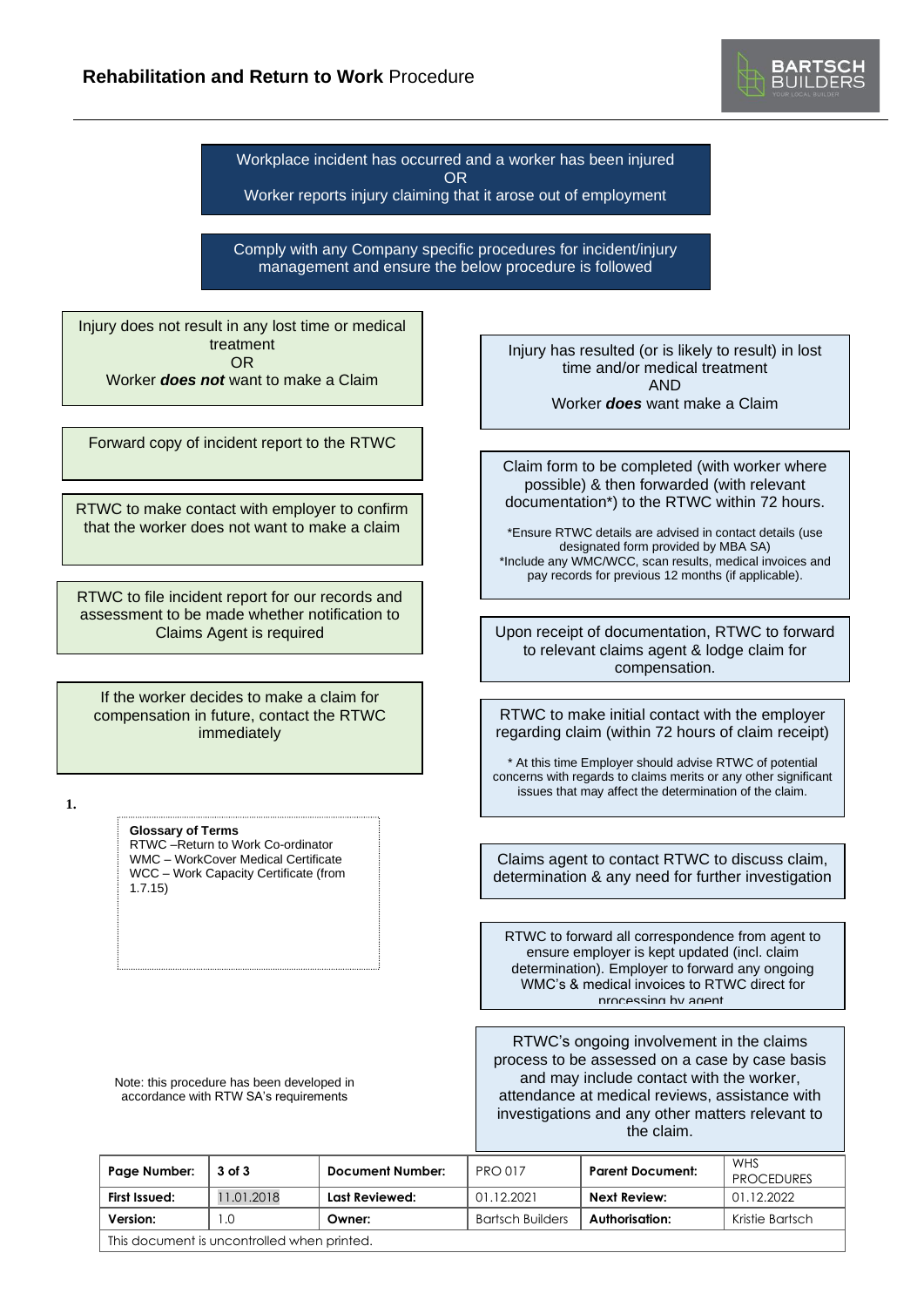## Rehabilitation and Return to Work Procedure

Workplace incident has occurred and a worker has been injured
OR
Worker reports injury claiming that it arose out of employment

Comply with any Company specific procedures for incident/injury management and ensure the below procedure is followed

Injury does not result in any lost time or medical treatment
OR
Worker ***does not*** want to make a Claim

Forward copy of incident report to the RTWC

RTWC to make contact with employer to confirm that the worker does not want to make a claim

RTWC to file incident report for our records and assessment to be made whether notification to Claims Agent is required

If the worker decides to make a claim for compensation in future, contact the RTWC immediately

Injury has resulted (or is likely to result) in lost time and/or medical treatment
AND
Worker ***does*** want make a Claim

Claim form to be completed (with worker where possible) & then forwarded (with relevant documentation*) to the RTWC within 72 hours.

*Ensure RTWC details are advised in contact details (use designated form provided by MBA SA)
*Include any WMC/WCC, scan results, medical invoices and pay records for previous 12 months (if applicable).

Upon receipt of documentation, RTWC to forward to relevant claims agent & lodge claim for compensation.

RTWC to make initial contact with the employer regarding claim (within 72 hours of claim receipt)

* At this time Employer should advise RTWC of potential concerns with regards to claims merits or any other significant issues that may affect the determination of the claim.

Claims agent to contact RTWC to discuss claim, determination & any need for further investigation

RTWC to forward all correspondence from agent to ensure employer is kept updated (incl. claim determination). Employer to forward any ongoing WMC's & medical invoices to RTWC direct for processing by agent

RTWC's ongoing involvement in the claims process to be assessed on a case by case basis and may include contact with the worker, attendance at medical reviews, assistance with investigations and any other matters relevant to the claim.

1.

**Glossary of Terms**
RTWC –Return to Work Co-ordinator
WMC – WorkCover Medical Certificate
WCC – Work Capacity Certificate (from 1.7.15)

Note: this procedure has been developed in accordance with RTW SA's requirements

| | | | | | |
|---|---|---|---|---|---|
| **Page Number:** | **3 of 3** | **Document Number:** | PRO 017 | **Parent Document:** | WHS PROCEDURES |
| **First Issued:** | 11.01.2018 | **Last Reviewed:** | 01.12.2021 | **Next Review:** | 01.12.2022 |
| **Version:** | 1.0 | **Owner:** | Bartsch Builders | **Authorisation:** | Kristie Bartsch |
| This document is uncontrolled when printed. | | | | | |